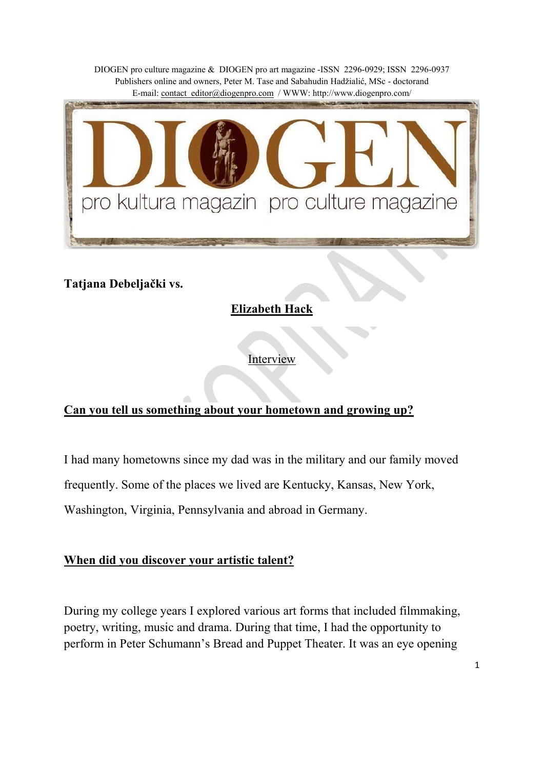DIOGEN pro culture magazine & DIOGEN pro art magazine -ISSN 2296-0929; ISSN 2296-0937
Publishers online and owners, Peter M. Tase and Sabahudin Hadžialić, MSc - doctorand
E-mail: contact_editor@diogenpro.com / WWW: http://www.diogenpro.com/

**Tatjana Debeljački vs.**

**Elizabeth Hack**

Interview

**Can you tell us something about your hometown and growing up?**

I had many hometowns since my dad was in the military and our family moved frequently. Some of the places we lived are Kentucky, Kansas, New York, Washington, Virginia, Pennsylvania and abroad in Germany.

**When did you discover your artistic talent?**

During my college years I explored various art forms that included filmmaking, poetry, writing, music and drama. During that time, I had the opportunity to perform in Peter Schumann's Bread and Puppet Theater. It was an eye opening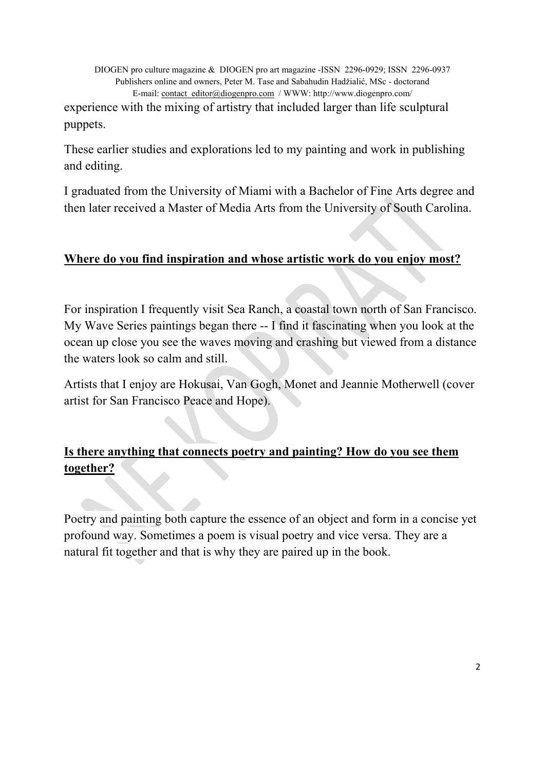experience with the mixing of artistry that included larger than life sculptural puppets.

These earlier studies and explorations led to my painting and work in publishing and editing.

I graduated from the University of Miami with a Bachelor of Fine Arts degree and then later received a Master of Media Arts from the University of South Carolina.

**Where do you find inspiration and whose artistic work do you enjoy most?**

For inspiration I frequently visit Sea Ranch, a coastal town north of San Francisco. My Wave Series paintings began there -- I find it fascinating when you look at the ocean up close you see the waves moving and crashing but viewed from a distance the waters look so calm and still.

Artists that I enjoy are Hokusai, Van Gogh, Monet and Jeannie Motherwell (cover artist for San Francisco Peace and Hope).

**Is there anything that connects poetry and painting? How do you see them together?**

Poetry and painting both capture the essence of an object and form in a concise yet profound way. Sometimes a poem is visual poetry and vice versa. They are a natural fit together and that is why they are paired up in the book.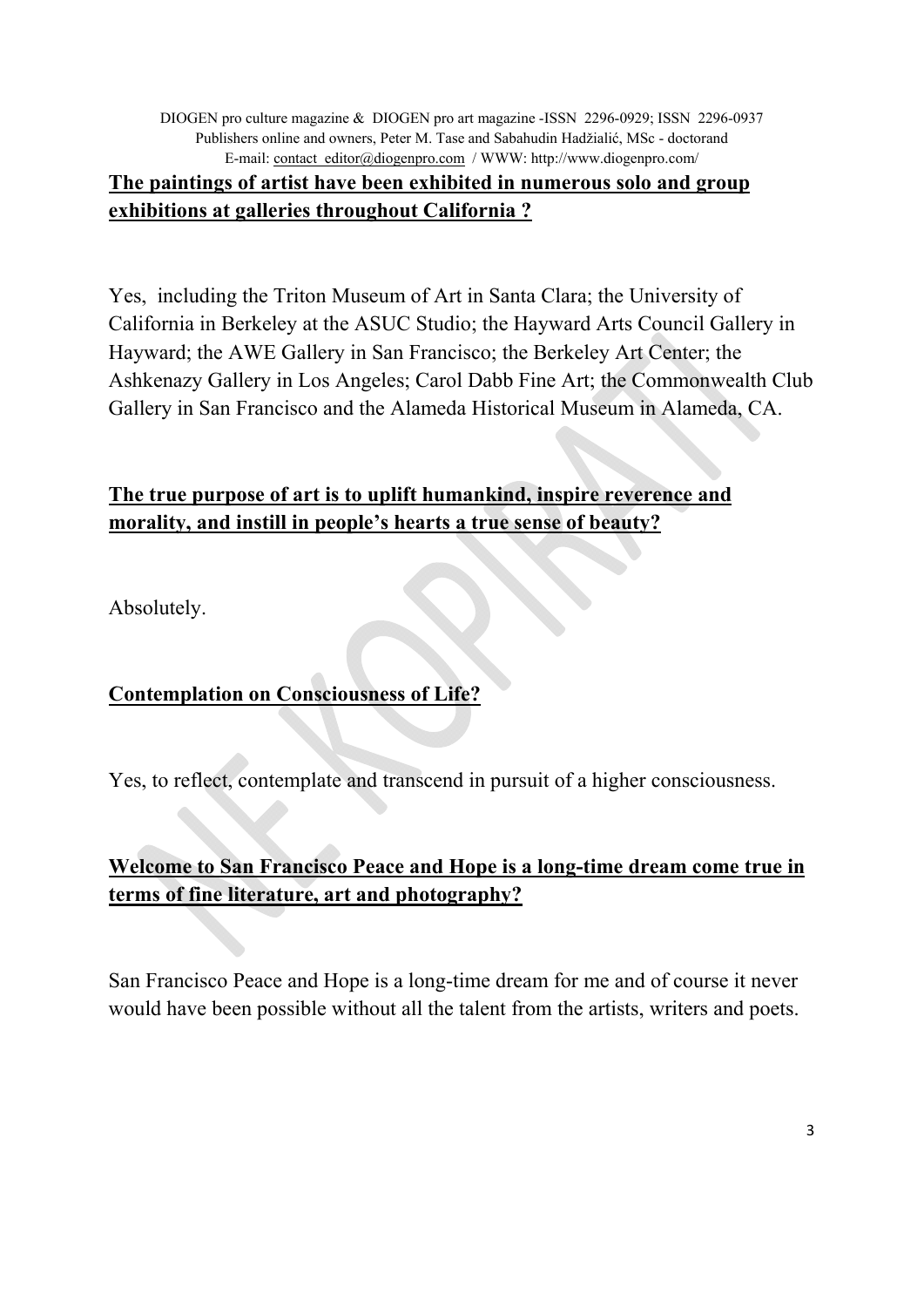**The paintings of artist have been exhibited in numerous solo and group exhibitions at galleries throughout California ?**

Yes, including the Triton Museum of Art in Santa Clara; the University of California in Berkeley at the ASUC Studio; the Hayward Arts Council Gallery in Hayward; the AWE Gallery in San Francisco; the Berkeley Art Center; the Ashkenazy Gallery in Los Angeles; Carol Dabb Fine Art; the Commonwealth Club Gallery in San Francisco and the Alameda Historical Museum in Alameda, CA.

**The true purpose of art is to uplift humankind, inspire reverence and morality, and instill in people's hearts a true sense of beauty?**

Absolutely.

**Contemplation on Consciousness of Life?**

Yes, to reflect, contemplate and transcend in pursuit of a higher consciousness.

**Welcome to San Francisco Peace and Hope is a long-time dream come true in terms of fine literature, art and photography?**

San Francisco Peace and Hope is a long-time dream for me and of course it never would have been possible without all the talent from the artists, writers and poets.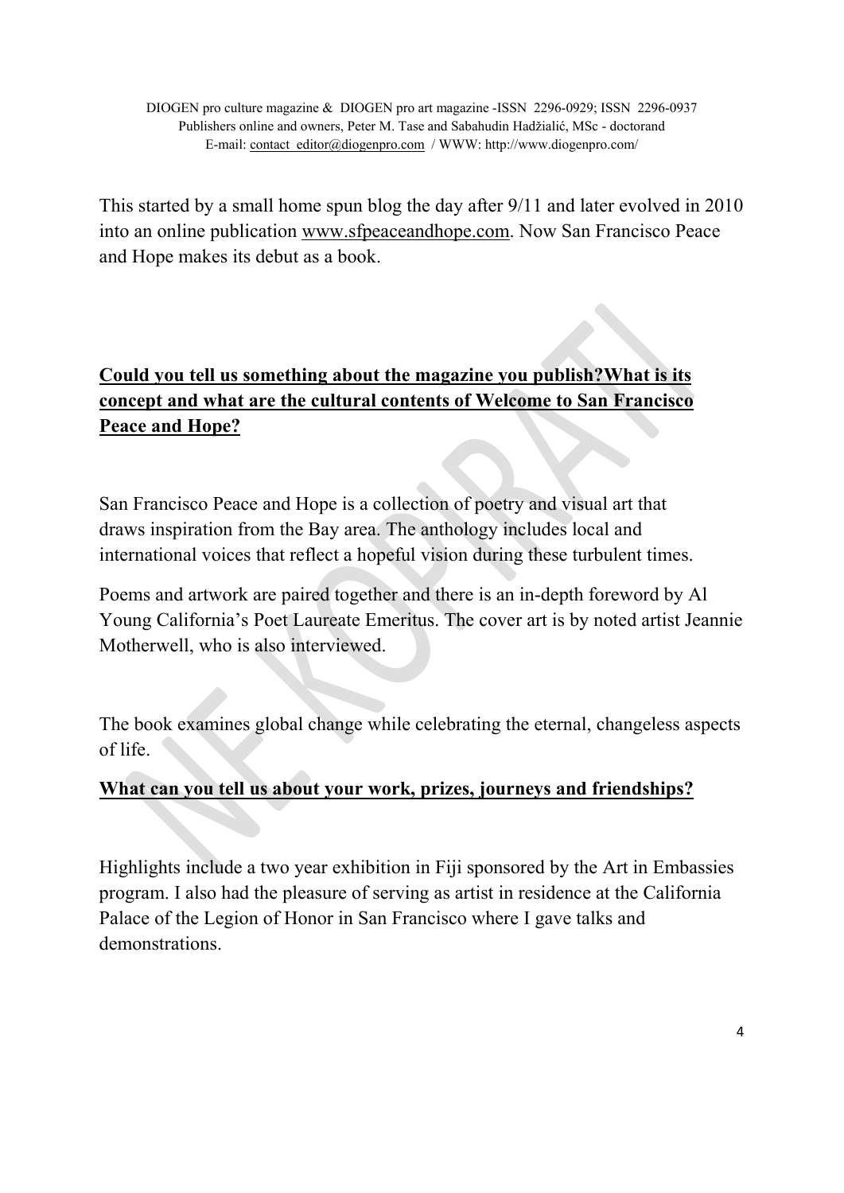This started by a small home spun blog the day after 9/11 and later evolved in 2010 into an online publication www.sfpeaceandhope.com. Now San Francisco Peace and Hope makes its debut as a book.

**Could you tell us something about the magazine you publish?What is its concept and what are the cultural contents of Welcome to San Francisco Peace and Hope?**

San Francisco Peace and Hope is a collection of poetry and visual art that draws inspiration from the Bay area. The anthology includes local and international voices that reflect a hopeful vision during these turbulent times.

Poems and artwork are paired together and there is an in-depth foreword by Al Young California's Poet Laureate Emeritus. The cover art is by noted artist Jeannie Motherwell, who is also interviewed.

The book examines global change while celebrating the eternal, changeless aspects of life.

**What can you tell us about your work, prizes, journeys and friendships?**

Highlights include a two year exhibition in Fiji sponsored by the Art in Embassies program. I also had the pleasure of serving as artist in residence at the California Palace of the Legion of Honor in San Francisco where I gave talks and demonstrations.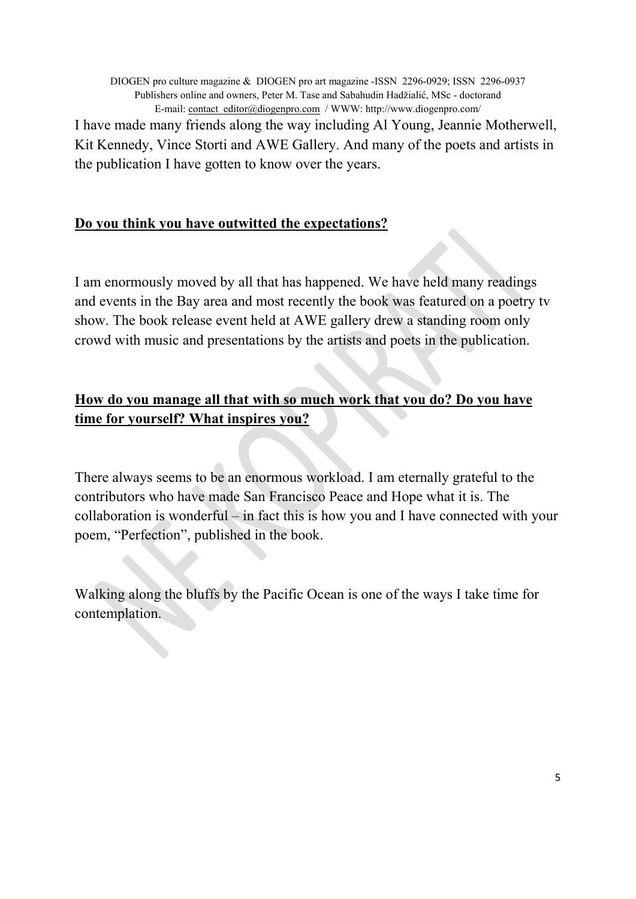I have made many friends along the way including Al Young, Jeannie Motherwell, Kit Kennedy, Vince Storti and AWE Gallery. And many of the poets and artists in the publication I have gotten to know over the years.

**Do you think you have outwitted the expectations?**

I am enormously moved by all that has happened. We have held many readings and events in the Bay area and most recently the book was featured on a poetry tv show. The book release event held at AWE gallery drew a standing room only crowd with music and presentations by the artists and poets in the publication.

**How do you manage all that with so much work that you do? Do you have time for yourself? What inspires you?**

There always seems to be an enormous workload. I am eternally grateful to the contributors who have made San Francisco Peace and Hope what it is. The collaboration is wonderful – in fact this is how you and I have connected with your poem, “Perfection”, published in the book.

Walking along the bluffs by the Pacific Ocean is one of the ways I take time for contemplation.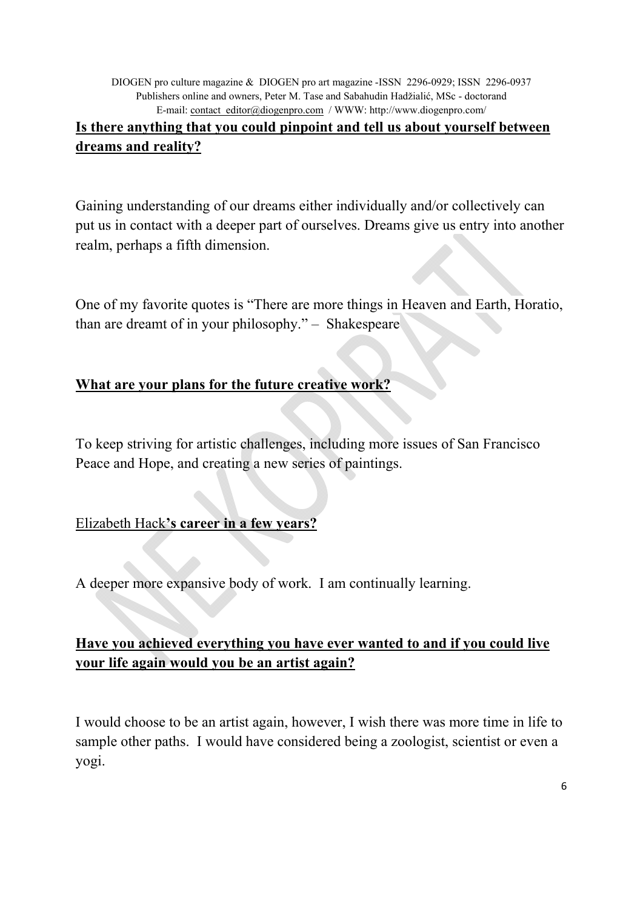**Is there anything that you could pinpoint and tell us about yourself between dreams and reality?**

Gaining understanding of our dreams either individually and/or collectively can put us in contact with a deeper part of ourselves. Dreams give us entry into another realm, perhaps a fifth dimension.

One of my favorite quotes is "There are more things in Heaven and Earth, Horatio, than are dreamt of in your philosophy." – Shakespeare

**What are your plans for the future creative work?**

To keep striving for artistic challenges, including more issues of San Francisco Peace and Hope, and creating a new series of paintings.

Elizabeth Hack**'s career in a few years?**

A deeper more expansive body of work. I am continually learning.

**Have you achieved everything you have ever wanted to and if you could live your life again would you be an artist again?**

I would choose to be an artist again, however, I wish there was more time in life to sample other paths. I would have considered being a zoologist, scientist or even a yogi.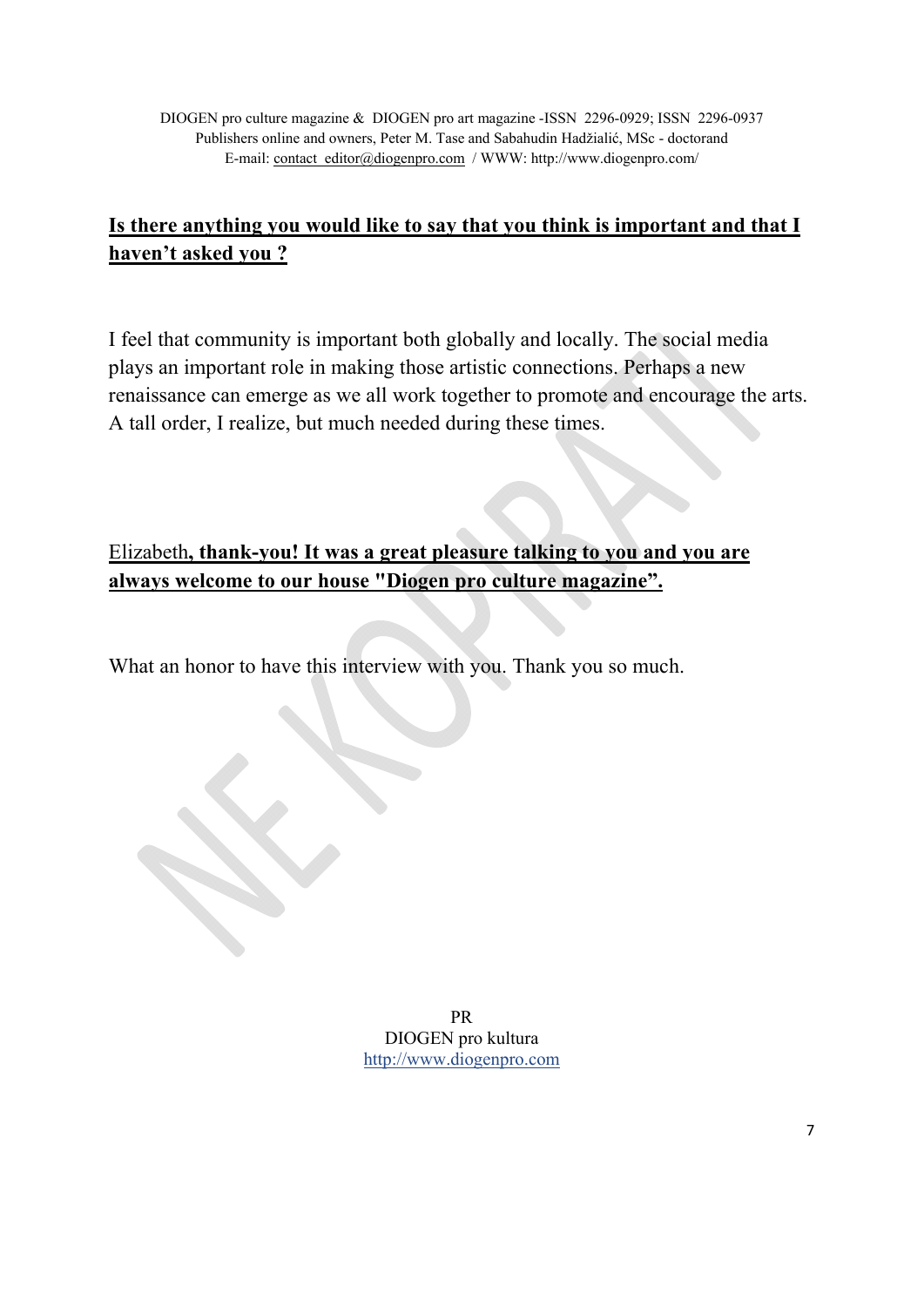**Is there anything you would like to say that you think is important and that I haven't asked you ?**

I feel that community is important both globally and locally. The social media plays an important role in making those artistic connections. Perhaps a new renaissance can emerge as we all work together to promote and encourage the arts. A tall order, I realize, but much needed during these times.

Elizabeth**, thank-you! It was a great pleasure talking to you and you are always welcome to our house "Diogen pro culture magazine".**

What an honor to have this interview with you. Thank you so much.

PR
DIOGEN pro kultura
http://www.diogenpro.com